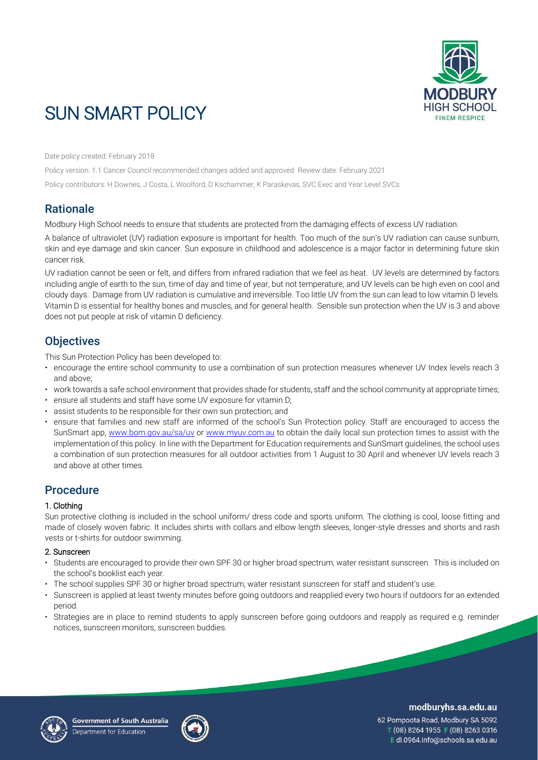# SUN SMART POLICY

Date policy created: February 2018

Policy version: 1.1 Cancer Council recommended changes added and approved  Review date: February 2021

Policy contributors: H Downes, J Costa, L Woolford, D Kschammer, K Paraskevas, SVC Exec and Year Level SVCs

## Rationale

Modbury High School needs to ensure that students are protected from the damaging effects of excess UV radiation.

A balance of ultraviolet (UV) radiation exposure is important for health. Too much of the sun's UV radiation can cause sunburn, skin and eye damage and skin cancer. Sun exposure in childhood and adolescence is a major factor in determining future skin cancer risk.

UV radiation cannot be seen or felt, and differs from infrared radiation that we feel as heat. UV levels are determined by factors including angle of earth to the sun, time of day and time of year, but not temperature, and UV levels can be high even on cool and cloudy days. Damage from UV radiation is cumulative and irreversible. Too little UV from the sun can lead to low vitamin D levels. Vitamin D is essential for healthy bones and muscles, and for general health. Sensible sun protection when the UV is 3 and above does not put people at risk of vitamin D deficiency.

## Objectives

This Sun Protection Policy has been developed to:

- encourage the entire school community to use a combination of sun protection measures whenever UV Index levels reach 3 and above;
- work towards a safe school environment that provides shade for students, staff and the school community at appropriate times;
- ensure all students and staff have some UV exposure for vitamin D;
- assist students to be responsible for their own sun protection; and
- ensure that families and new staff are informed of the school's Sun Protection policy. Staff are encouraged to access the SunSmart app, www.bom.gov.au/sa/uv or www.myuv.com.au to obtain the daily local sun protection times to assist with the implementation of this policy. In line with the Department for Education requirements and SunSmart guidelines, the school uses a combination of sun protection measures for all outdoor activities from 1 August to 30 April and whenever UV levels reach 3 and above at other times.

## Procedure

### 1. Clothing

Sun protective clothing is included in the school uniform/ dress code and sports uniform. The clothing is cool, loose fitting and made of closely woven fabric. It includes shirts with collars and elbow length sleeves, longer-style dresses and shorts and rash vests or t-shirts for outdoor swimming.

### 2. Sunscreen

- Students are encouraged to provide their own SPF 30 or higher broad spectrum, water resistant sunscreen. This is included on the school's booklist each year.
- The school supplies SPF 30 or higher broad spectrum, water resistant sunscreen for staff and student's use.
- Sunscreen is applied at least twenty minutes before going outdoors and reapplied every two hours if outdoors for an extended period.
- Strategies are in place to remind students to apply sunscreen before going outdoors and reapply as required e.g. reminder notices, sunscreen monitors, sunscreen buddies.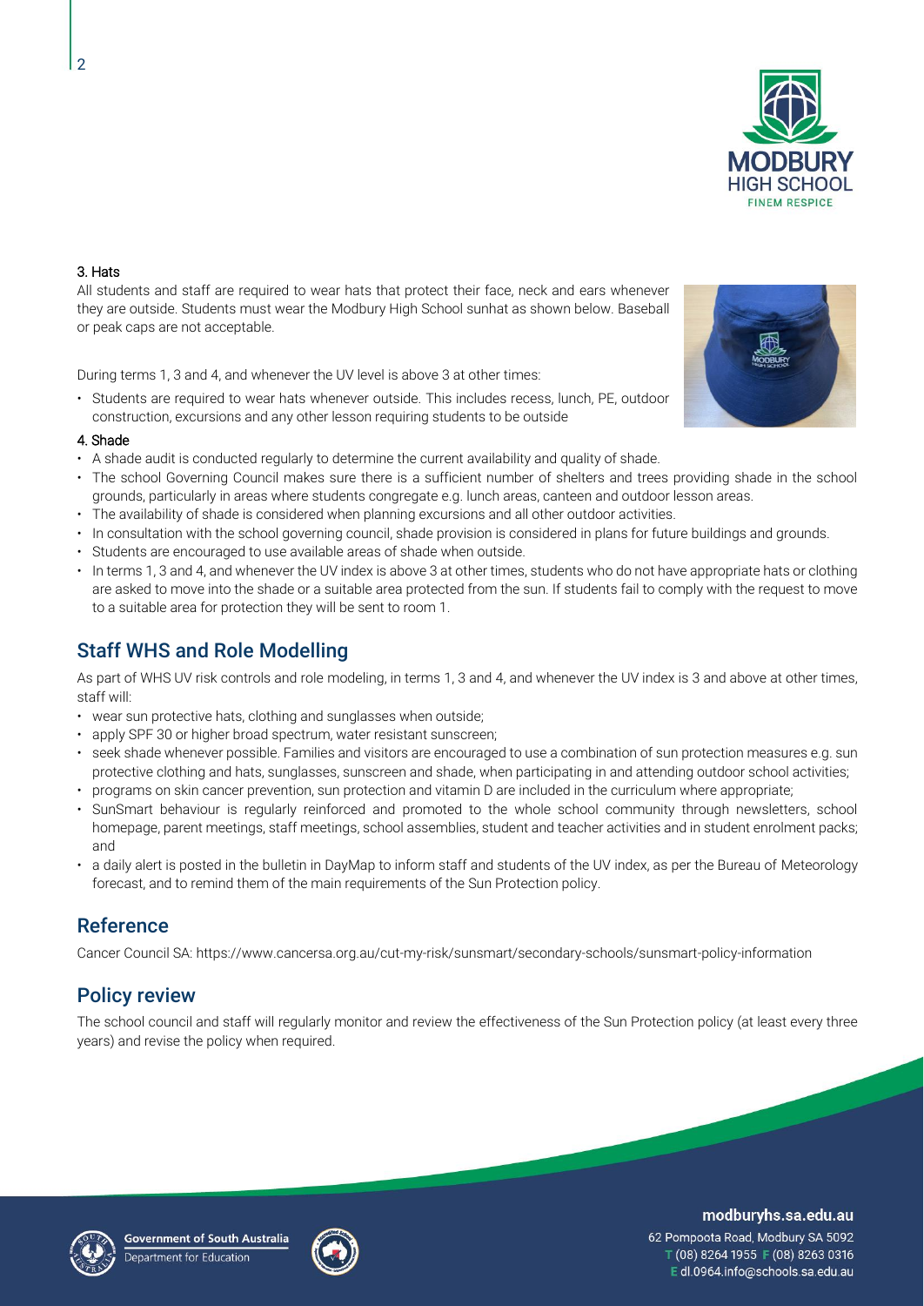### 3. Hats

All students and staff are required to wear hats that protect their face, neck and ears whenever they are outside. Students must wear the Modbury High School sunhat as shown below. Baseball or peak caps are not acceptable.

During terms 1, 3 and 4, and whenever the UV level is above 3 at other times:

- Students are required to wear hats whenever outside. This includes recess, lunch, PE, outdoor construction, excursions and any other lesson requiring students to be outside

### 4. Shade

- A shade audit is conducted regularly to determine the current availability and quality of shade.
- The school Governing Council makes sure there is a sufficient number of shelters and trees providing shade in the school grounds, particularly in areas where students congregate e.g. lunch areas, canteen and outdoor lesson areas.
- The availability of shade is considered when planning excursions and all other outdoor activities.
- In consultation with the school governing council, shade provision is considered in plans for future buildings and grounds.
- Students are encouraged to use available areas of shade when outside.
- In terms 1, 3 and 4, and whenever the UV index is above 3 at other times, students who do not have appropriate hats or clothing are asked to move into the shade or a suitable area protected from the sun. If students fail to comply with the request to move to a suitable area for protection they will be sent to room 1.

## Staff WHS and Role Modelling

As part of WHS UV risk controls and role modeling, in terms 1, 3 and 4, and whenever the UV index is 3 and above at other times, staff will:

- wear sun protective hats, clothing and sunglasses when outside;
- apply SPF 30 or higher broad spectrum, water resistant sunscreen;
- seek shade whenever possible. Families and visitors are encouraged to use a combination of sun protection measures e.g. sun protective clothing and hats, sunglasses, sunscreen and shade, when participating in and attending outdoor school activities;
- programs on skin cancer prevention, sun protection and vitamin D are included in the curriculum where appropriate;
- SunSmart behaviour is regularly reinforced and promoted to the whole school community through newsletters, school homepage, parent meetings, staff meetings, school assemblies, student and teacher activities and in student enrolment packs; and
- a daily alert is posted in the bulletin in DayMap to inform staff and students of the UV index, as per the Bureau of Meteorology forecast, and to remind them of the main requirements of the Sun Protection policy.

## Reference

Cancer Council SA: https://www.cancersa.org.au/cut-my-risk/sunsmart/secondary-schools/sunsmart-policy-information

## Policy review

The school council and staff will regularly monitor and review the effectiveness of the Sun Protection policy (at least every three years) and revise the policy when required.